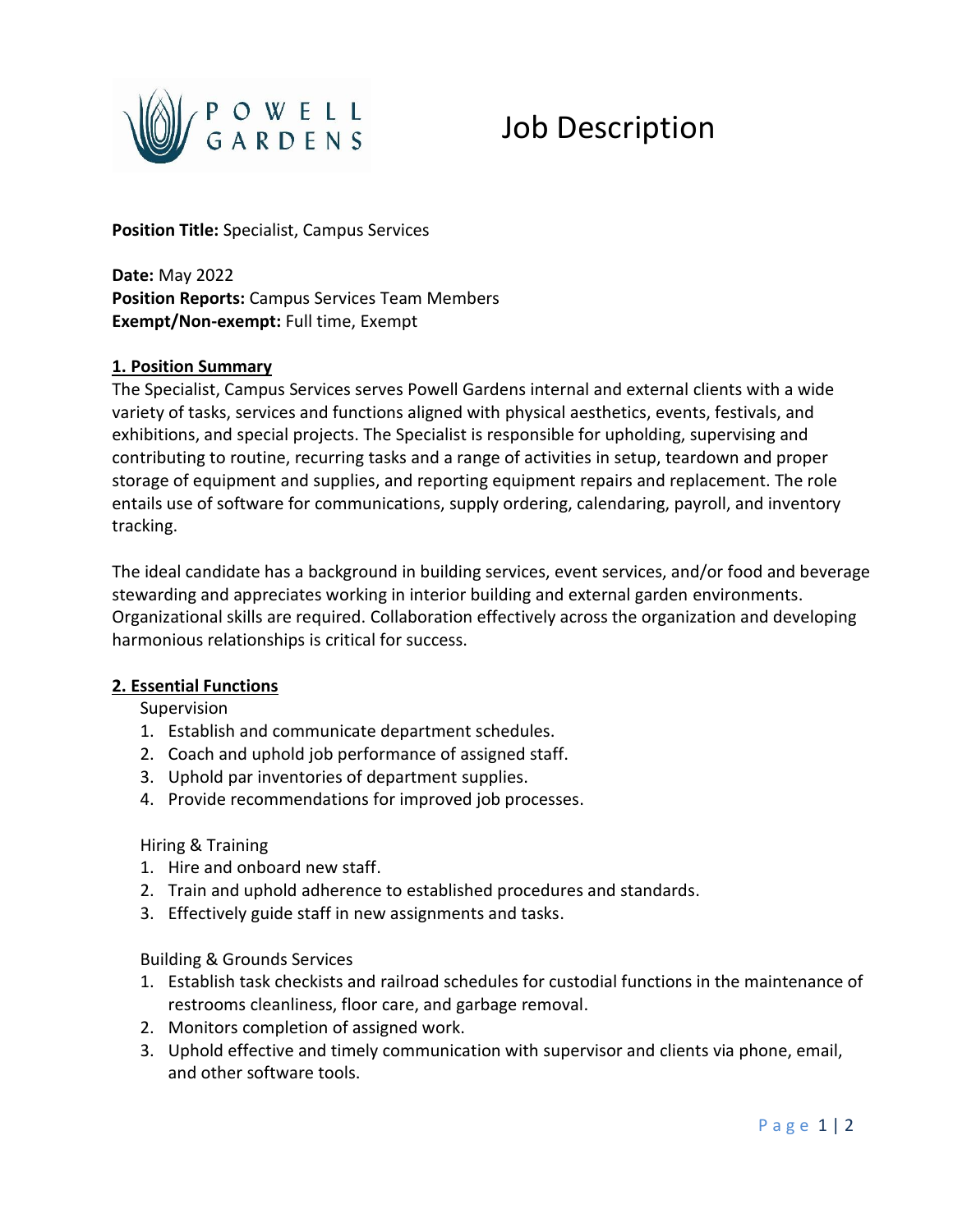# Job Description

**Position Title:** Specialist, Campus Services

**Date:** May 2022
**Position Reports:** Campus Services Team Members
**Exempt/Non-exempt:** Full time, Exempt

## 1. Position Summary

The Specialist, Campus Services serves Powell Gardens internal and external clients with a wide variety of tasks, services and functions aligned with physical aesthetics, events, festivals, and exhibitions, and special projects. The Specialist is responsible for upholding, supervising and contributing to routine, recurring tasks and a range of activities in setup, teardown and proper storage of equipment and supplies, and reporting equipment repairs and replacement. The role entails use of software for communications, supply ordering, calendaring, payroll, and inventory tracking.

The ideal candidate has a background in building services, event services, and/or food and beverage stewarding and appreciates working in interior building and external garden environments. Organizational skills are required. Collaboration effectively across the organization and developing harmonious relationships is critical for success.

## 2. Essential Functions

Supervision

1. Establish and communicate department schedules.
2. Coach and uphold job performance of assigned staff.
3. Uphold par inventories of department supplies.
4. Provide recommendations for improved job processes.

Hiring & Training

1. Hire and onboard new staff.
2. Train and uphold adherence to established procedures and standards.
3. Effectively guide staff in new assignments and tasks.

Building & Grounds Services

1. Establish task checkists and railroad schedules for custodial functions in the maintenance of restrooms cleanliness, floor care, and garbage removal.
2. Monitors completion of assigned work.
3. Uphold effective and timely communication with supervisor and clients via phone, email, and other software tools.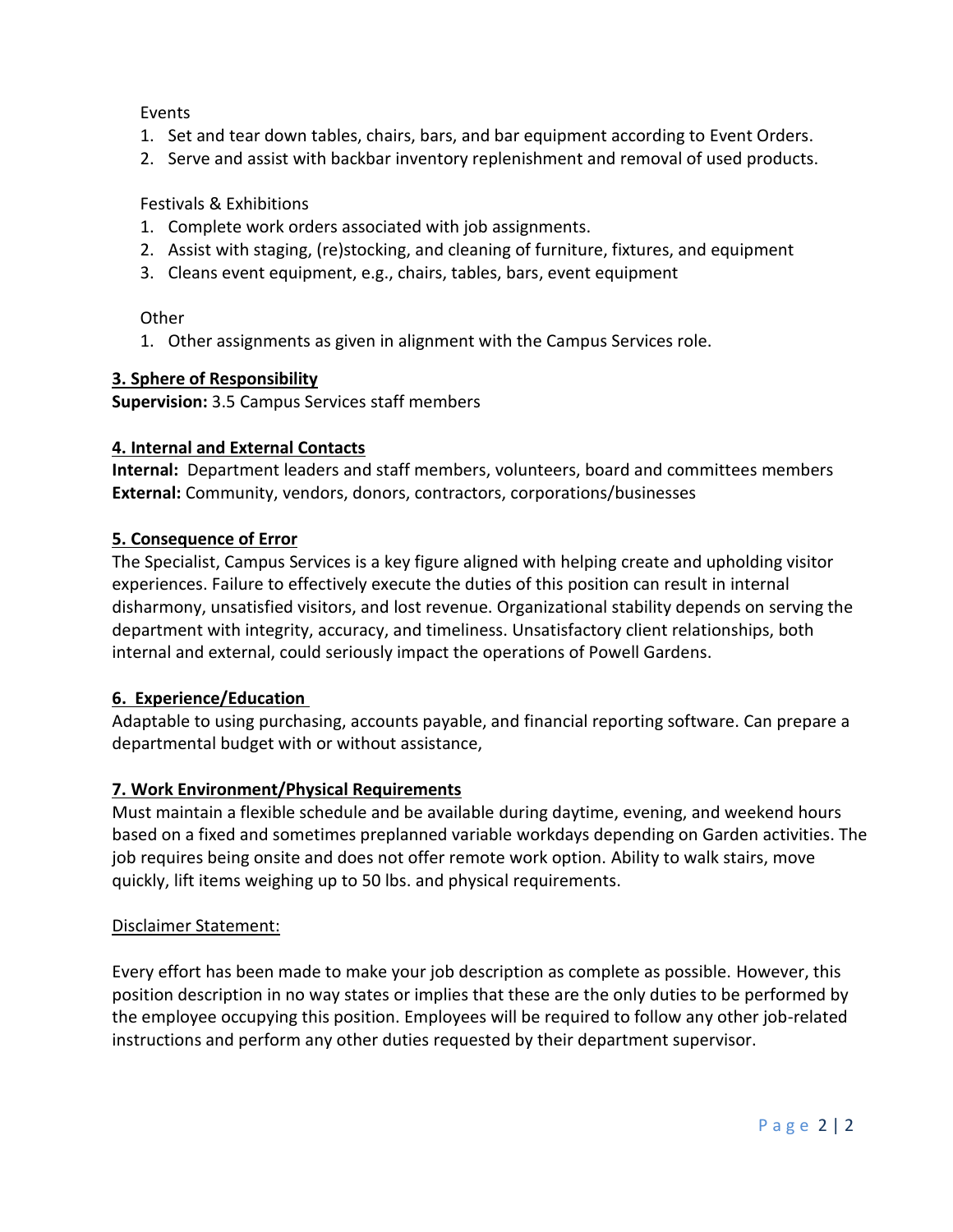Events

1. Set and tear down tables, chairs, bars, and bar equipment according to Event Orders.
2. Serve and assist with backbar inventory replenishment and removal of used products.

Festivals & Exhibitions

1. Complete work orders associated with job assignments.
2. Assist with staging, (re)stocking, and cleaning of furniture, fixtures, and equipment
3. Cleans event equipment, e.g., chairs, tables, bars, event equipment

Other

1. Other assignments as given in alignment with the Campus Services role.

## 3. Sphere of Responsibility

**Supervision:** 3.5 Campus Services staff members

## 4. Internal and External Contacts

**Internal:** Department leaders and staff members, volunteers, board and committees members
**External:** Community, vendors, donors, contractors, corporations/businesses

## 5. Consequence of Error

The Specialist, Campus Services is a key figure aligned with helping create and upholding visitor experiences. Failure to effectively execute the duties of this position can result in internal disharmony, unsatisfied visitors, and lost revenue. Organizational stability depends on serving the department with integrity, accuracy, and timeliness. Unsatisfactory client relationships, both internal and external, could seriously impact the operations of Powell Gardens.

## 6. Experience/Education

Adaptable to using purchasing, accounts payable, and financial reporting software. Can prepare a departmental budget with or without assistance,

## 7. Work Environment/Physical Requirements

Must maintain a flexible schedule and be available during daytime, evening, and weekend hours based on a fixed and sometimes preplanned variable workdays depending on Garden activities. The job requires being onsite and does not offer remote work option. Ability to walk stairs, move quickly, lift items weighing up to 50 lbs. and physical requirements.

Disclaimer Statement:

Every effort has been made to make your job description as complete as possible. However, this position description in no way states or implies that these are the only duties to be performed by the employee occupying this position. Employees will be required to follow any other job-related instructions and perform any other duties requested by their department supervisor.